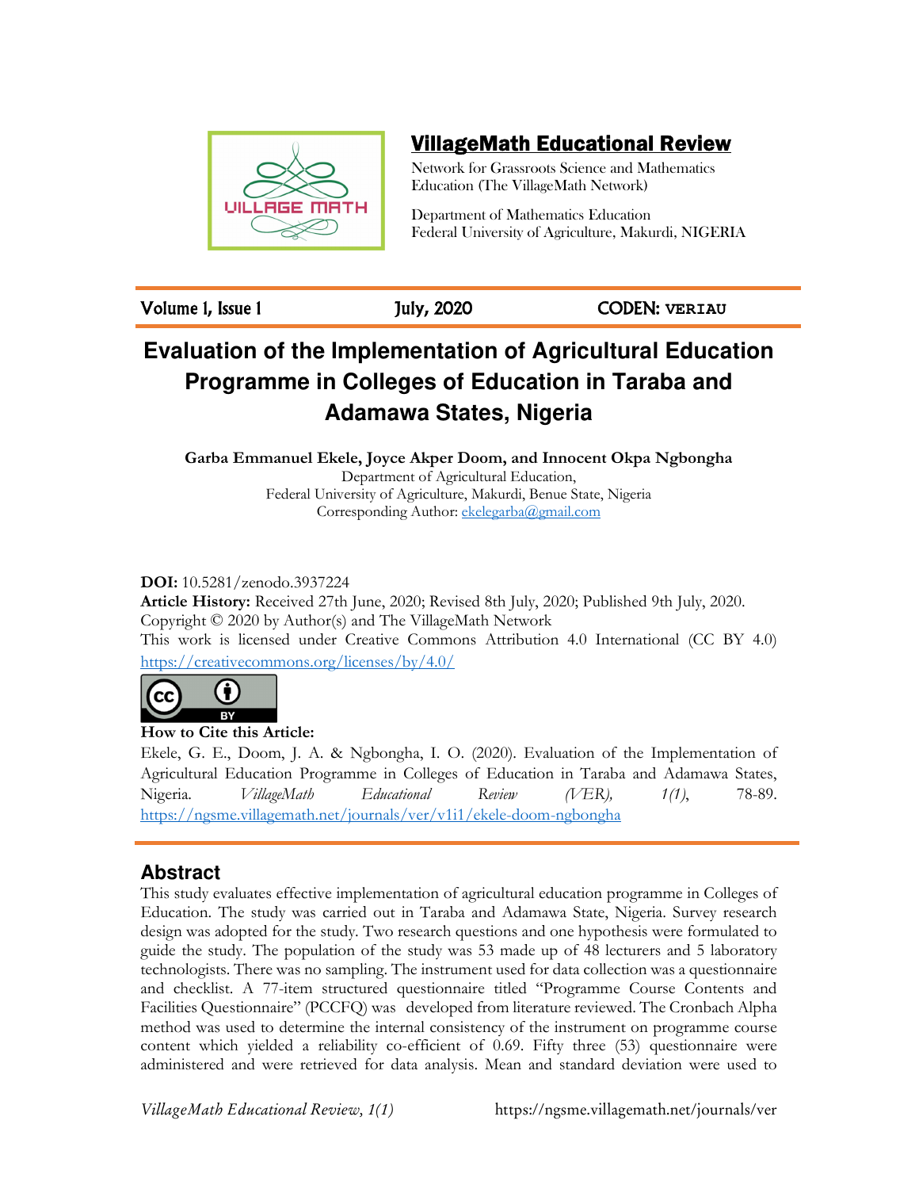# VillageMath Educational Review

Network for Grassroots Science and Mathematics Education (The VillageMath Network)

Department of Mathematics Education
Federal University of Agriculture, Makurdi, NIGERIA

Volume 1, Issue 1 | July, 2020 | CODEN: **VERIAU**

# Evaluation of the Implementation of Agricultural Education Programme in Colleges of Education in Taraba and Adamawa States, Nigeria

**Garba Emmanuel Ekele, Joyce Akper Doom, and Innocent Okpa Ngbongha**
Department of Agricultural Education,
Federal University of Agriculture, Makurdi, Benue State, Nigeria
Corresponding Author: ekelegarba@gmail.com

**DOI:** 10.5281/zenodo.3937224
**Article History:** Received 27th June, 2020; Revised 8th July, 2020; Published 9th July, 2020.
Copyright © 2020 by Author(s) and The VillageMath Network
This work is licensed under Creative Commons Attribution 4.0 International (CC BY 4.0)
https://creativecommons.org/licenses/by/4.0/

**How to Cite this Article:**
Ekele, G. E., Doom, J. A. & Ngbongha, I. O. (2020). Evaluation of the Implementation of Agricultural Education Programme in Colleges of Education in Taraba and Adamawa States, Nigeria. *VillageMath Educational Review (VER), 1(1)*, 78-89. https://ngsme.villagemath.net/journals/ver/v1i1/ekele-doom-ngbongha

## Abstract

This study evaluates effective implementation of agricultural education programme in Colleges of Education. The study was carried out in Taraba and Adamawa State, Nigeria. Survey research design was adopted for the study. Two research questions and one hypothesis were formulated to guide the study. The population of the study was 53 made up of 48 lecturers and 5 laboratory technologists. There was no sampling. The instrument used for data collection was a questionnaire and checklist. A 77-item structured questionnaire titled "Programme Course Contents and Facilities Questionnaire" (PCCFQ) was developed from literature reviewed. The Cronbach Alpha method was used to determine the internal consistency of the instrument on programme course content which yielded a reliability co-efficient of 0.69. Fifty three (53) questionnaire were administered and were retrieved for data analysis. Mean and standard deviation were used to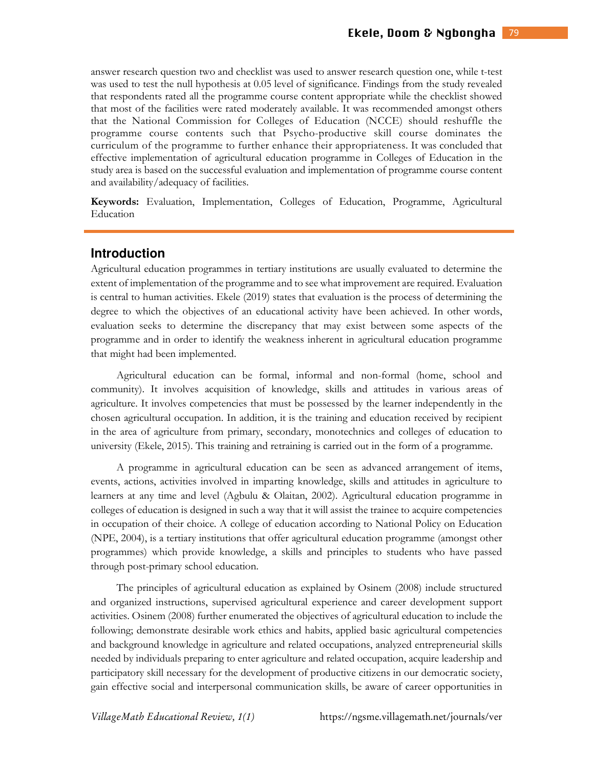answer research question two and checklist was used to answer research question one, while t-test was used to test the null hypothesis at 0.05 level of significance. Findings from the study revealed that respondents rated all the programme course content appropriate while the checklist showed that most of the facilities were rated moderately available. It was recommended amongst others that the National Commission for Colleges of Education (NCCE) should reshuffle the programme course contents such that Psycho-productive skill course dominates the curriculum of the programme to further enhance their appropriateness. It was concluded that effective implementation of agricultural education programme in Colleges of Education in the study area is based on the successful evaluation and implementation of programme course content and availability/adequacy of facilities.

**Keywords:** Evaluation, Implementation, Colleges of Education, Programme, Agricultural Education

## Introduction

Agricultural education programmes in tertiary institutions are usually evaluated to determine the extent of implementation of the programme and to see what improvement are required. Evaluation is central to human activities. Ekele (2019) states that evaluation is the process of determining the degree to which the objectives of an educational activity have been achieved. In other words, evaluation seeks to determine the discrepancy that may exist between some aspects of the programme and in order to identify the weakness inherent in agricultural education programme that might had been implemented.

Agricultural education can be formal, informal and non-formal (home, school and community). It involves acquisition of knowledge, skills and attitudes in various areas of agriculture. It involves competencies that must be possessed by the learner independently in the chosen agricultural occupation. In addition, it is the training and education received by recipient in the area of agriculture from primary, secondary, monotechnics and colleges of education to university (Ekele, 2015). This training and retraining is carried out in the form of a programme.

A programme in agricultural education can be seen as advanced arrangement of items, events, actions, activities involved in imparting knowledge, skills and attitudes in agriculture to learners at any time and level (Agbulu & Olaitan, 2002). Agricultural education programme in colleges of education is designed in such a way that it will assist the trainee to acquire competencies in occupation of their choice. A college of education according to National Policy on Education (NPE, 2004), is a tertiary institutions that offer agricultural education programme (amongst other programmes) which provide knowledge, a skills and principles to students who have passed through post-primary school education.

The principles of agricultural education as explained by Osinem (2008) include structured and organized instructions, supervised agricultural experience and career development support activities. Osinem (2008) further enumerated the objectives of agricultural education to include the following; demonstrate desirable work ethics and habits, applied basic agricultural competencies and background knowledge in agriculture and related occupations, analyzed entrepreneurial skills needed by individuals preparing to enter agriculture and related occupation, acquire leadership and participatory skill necessary for the development of productive citizens in our democratic society, gain effective social and interpersonal communication skills, be aware of career opportunities in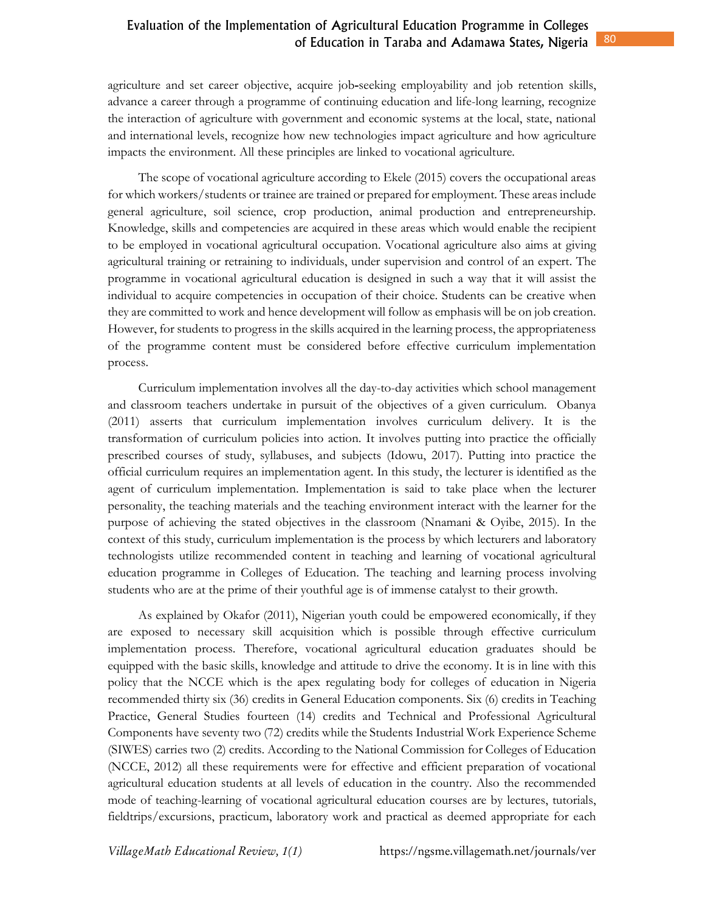agriculture and set career objective, acquire job-seeking employability and job retention skills, advance a career through a programme of continuing education and life-long learning, recognize the interaction of agriculture with government and economic systems at the local, state, national and international levels, recognize how new technologies impact agriculture and how agriculture impacts the environment. All these principles are linked to vocational agriculture.

The scope of vocational agriculture according to Ekele (2015) covers the occupational areas for which workers/students or trainee are trained or prepared for employment. These areas include general agriculture, soil science, crop production, animal production and entrepreneurship. Knowledge, skills and competencies are acquired in these areas which would enable the recipient to be employed in vocational agricultural occupation. Vocational agriculture also aims at giving agricultural training or retraining to individuals, under supervision and control of an expert. The programme in vocational agricultural education is designed in such a way that it will assist the individual to acquire competencies in occupation of their choice. Students can be creative when they are committed to work and hence development will follow as emphasis will be on job creation. However, for students to progress in the skills acquired in the learning process, the appropriateness of the programme content must be considered before effective curriculum implementation process.

Curriculum implementation involves all the day-to-day activities which school management and classroom teachers undertake in pursuit of the objectives of a given curriculum. Obanya (2011) asserts that curriculum implementation involves curriculum delivery. It is the transformation of curriculum policies into action. It involves putting into practice the officially prescribed courses of study, syllabuses, and subjects (Idowu, 2017). Putting into practice the official curriculum requires an implementation agent. In this study, the lecturer is identified as the agent of curriculum implementation. Implementation is said to take place when the lecturer personality, the teaching materials and the teaching environment interact with the learner for the purpose of achieving the stated objectives in the classroom (Nnamani & Oyibe, 2015). In the context of this study, curriculum implementation is the process by which lecturers and laboratory technologists utilize recommended content in teaching and learning of vocational agricultural education programme in Colleges of Education. The teaching and learning process involving students who are at the prime of their youthful age is of immense catalyst to their growth.

As explained by Okafor (2011), Nigerian youth could be empowered economically, if they are exposed to necessary skill acquisition which is possible through effective curriculum implementation process. Therefore, vocational agricultural education graduates should be equipped with the basic skills, knowledge and attitude to drive the economy. It is in line with this policy that the NCCE which is the apex regulating body for colleges of education in Nigeria recommended thirty six (36) credits in General Education components. Six (6) credits in Teaching Practice, General Studies fourteen (14) credits and Technical and Professional Agricultural Components have seventy two (72) credits while the Students Industrial Work Experience Scheme (SIWES) carries two (2) credits. According to the National Commission for Colleges of Education (NCCE, 2012) all these requirements were for effective and efficient preparation of vocational agricultural education students at all levels of education in the country. Also the recommended mode of teaching-learning of vocational agricultural education courses are by lectures, tutorials, fieldtrips/excursions, practicum, laboratory work and practical as deemed appropriate for each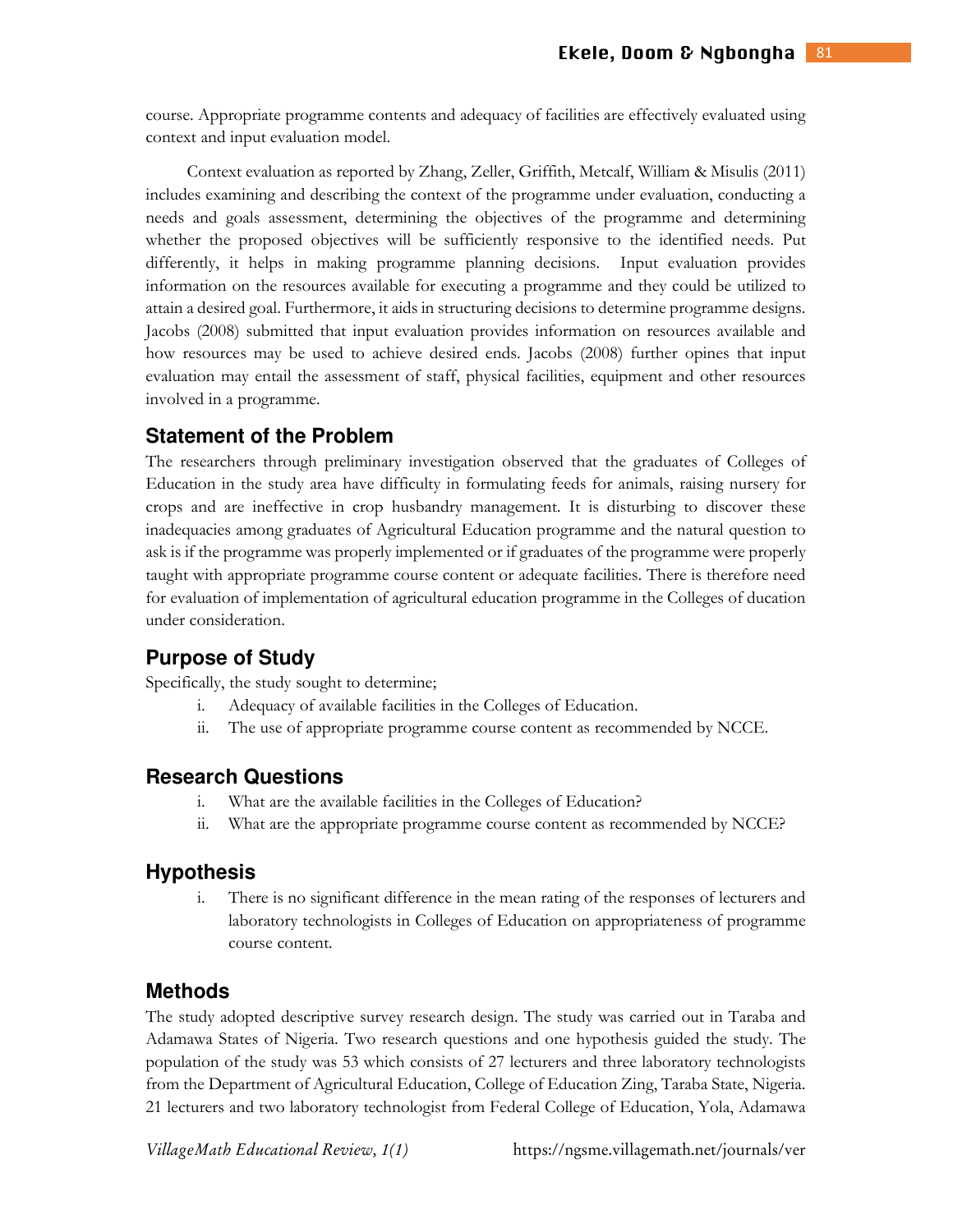course. Appropriate programme contents and adequacy of facilities are effectively evaluated using context and input evaluation model.

Context evaluation as reported by Zhang, Zeller, Griffith, Metcalf, William & Misulis (2011) includes examining and describing the context of the programme under evaluation, conducting a needs and goals assessment, determining the objectives of the programme and determining whether the proposed objectives will be sufficiently responsive to the identified needs. Put differently, it helps in making programme planning decisions. Input evaluation provides information on the resources available for executing a programme and they could be utilized to attain a desired goal. Furthermore, it aids in structuring decisions to determine programme designs. Jacobs (2008) submitted that input evaluation provides information on resources available and how resources may be used to achieve desired ends. Jacobs (2008) further opines that input evaluation may entail the assessment of staff, physical facilities, equipment and other resources involved in a programme.

## Statement of the Problem

The researchers through preliminary investigation observed that the graduates of Colleges of Education in the study area have difficulty in formulating feeds for animals, raising nursery for crops and are ineffective in crop husbandry management. It is disturbing to discover these inadequacies among graduates of Agricultural Education programme and the natural question to ask is if the programme was properly implemented or if graduates of the programme were properly taught with appropriate programme course content or adequate facilities. There is therefore need for evaluation of implementation of agricultural education programme in the Colleges of ducation under consideration.

## Purpose of Study

Specifically, the study sought to determine;

i. Adequacy of available facilities in the Colleges of Education.
ii. The use of appropriate programme course content as recommended by NCCE.

## Research Questions

i. What are the available facilities in the Colleges of Education?
ii. What are the appropriate programme course content as recommended by NCCE?

## Hypothesis

i. There is no significant difference in the mean rating of the responses of lecturers and laboratory technologists in Colleges of Education on appropriateness of programme course content.

## Methods

The study adopted descriptive survey research design. The study was carried out in Taraba and Adamawa States of Nigeria. Two research questions and one hypothesis guided the study. The population of the study was 53 which consists of 27 lecturers and three laboratory technologists from the Department of Agricultural Education, College of Education Zing, Taraba State, Nigeria. 21 lecturers and two laboratory technologist from Federal College of Education, Yola, Adamawa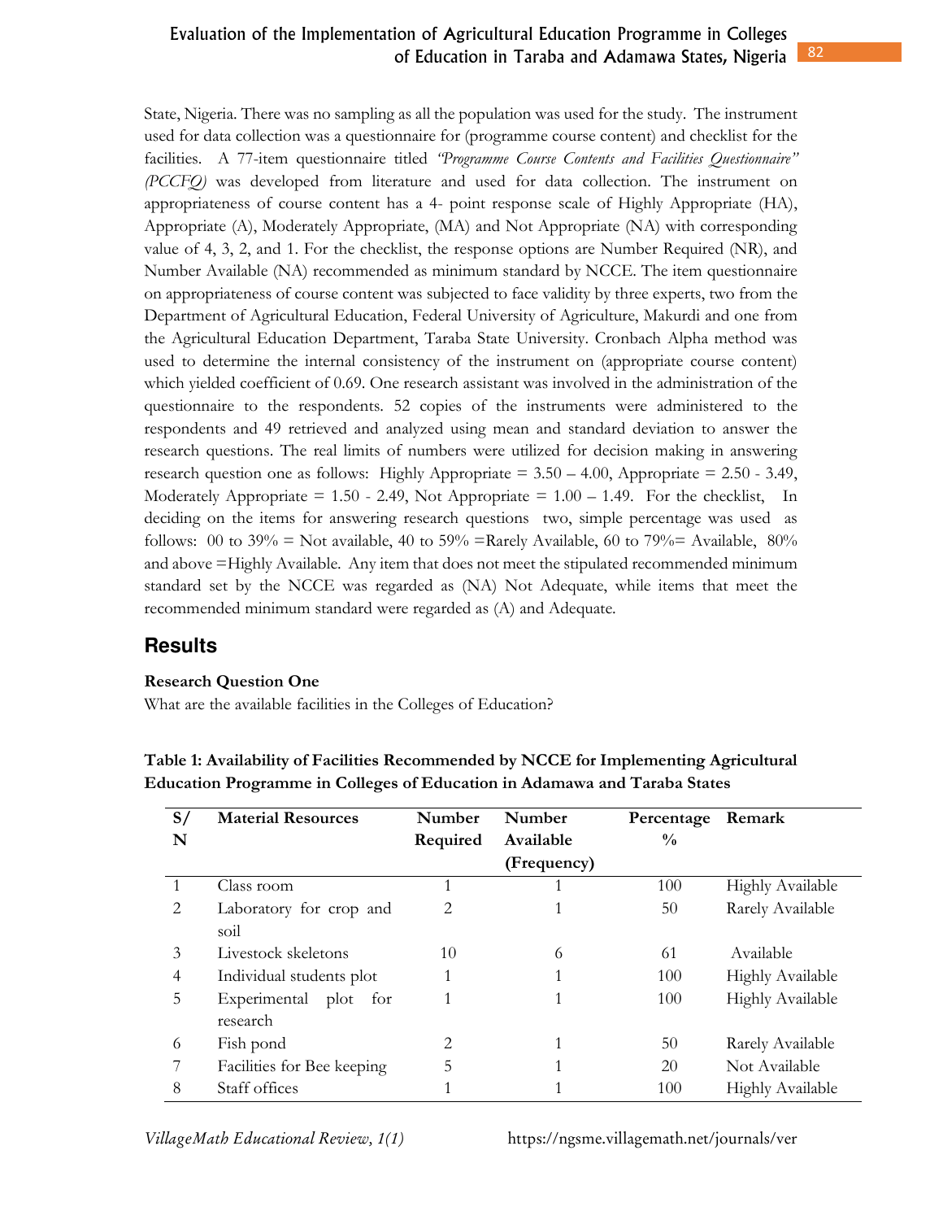State, Nigeria. There was no sampling as all the population was used for the study. The instrument used for data collection was a questionnaire for (programme course content) and checklist for the facilities. A 77-item questionnaire titled *"Programme Course Contents and Facilities Questionnaire" (PCCFQ)* was developed from literature and used for data collection. The instrument on appropriateness of course content has a 4- point response scale of Highly Appropriate (HA), Appropriate (A), Moderately Appropriate, (MA) and Not Appropriate (NA) with corresponding value of 4, 3, 2, and 1. For the checklist, the response options are Number Required (NR), and Number Available (NA) recommended as minimum standard by NCCE. The item questionnaire on appropriateness of course content was subjected to face validity by three experts, two from the Department of Agricultural Education, Federal University of Agriculture, Makurdi and one from the Agricultural Education Department, Taraba State University. Cronbach Alpha method was used to determine the internal consistency of the instrument on (appropriate course content) which yielded coefficient of 0.69. One research assistant was involved in the administration of the questionnaire to the respondents. 52 copies of the instruments were administered to the respondents and 49 retrieved and analyzed using mean and standard deviation to answer the research questions. The real limits of numbers were utilized for decision making in answering research question one as follows: Highly Appropriate = 3.50 – 4.00, Appropriate = 2.50 - 3.49, Moderately Appropriate = 1.50 - 2.49, Not Appropriate = 1.00 – 1.49. For the checklist, In deciding on the items for answering research questions two, simple percentage was used as follows: 00 to 39% = Not available, 40 to 59% =Rarely Available, 60 to 79%= Available, 80% and above =Highly Available. Any item that does not meet the stipulated recommended minimum standard set by the NCCE was regarded as (NA) Not Adequate, while items that meet the recommended minimum standard were regarded as (A) and Adequate.

## Results

**Research Question One**

What are the available facilities in the Colleges of Education?

**Table 1: Availability of Facilities Recommended by NCCE for Implementing Agricultural Education Programme in Colleges of Education in Adamawa and Taraba States**

| S/N | Material Resources | Number Required | Number Available (Frequency) | Percentage % | Remark |
|---|---|---|---|---|---|
| 1 | Class room | 1 | 1 | 100 | Highly Available |
| 2 | Laboratory for crop and soil | 2 | 1 | 50 | Rarely Available |
| 3 | Livestock skeletons | 10 | 6 | 61 | Available |
| 4 | Individual students plot | 1 | 1 | 100 | Highly Available |
| 5 | Experimental plot for research | 1 | 1 | 100 | Highly Available |
| 6 | Fish pond | 2 | 1 | 50 | Rarely Available |
| 7 | Facilities for Bee keeping | 5 | 1 | 20 | Not Available |
| 8 | Staff offices | 1 | 1 | 100 | Highly Available |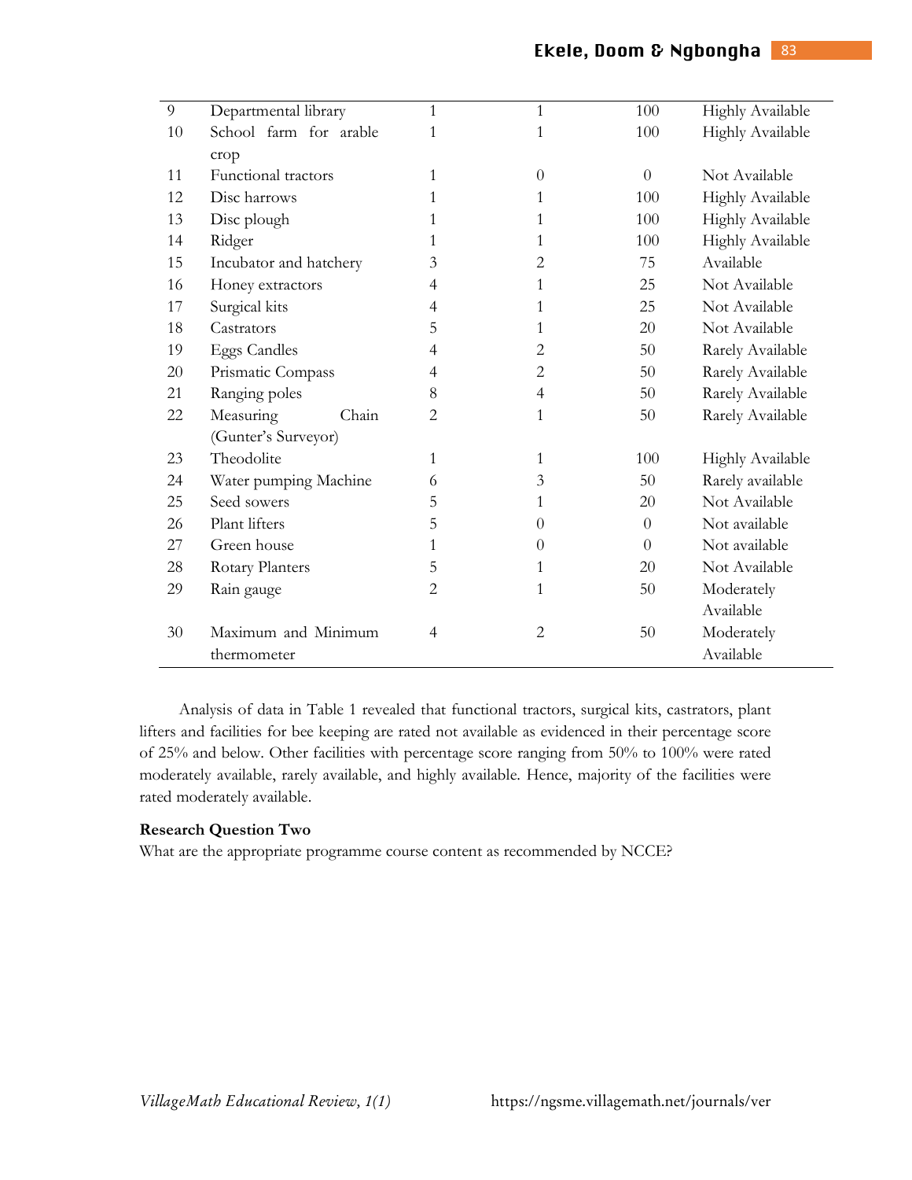| | | | | | |
|---|---|---|---|---|---|
| 9 | Departmental library | 1 | 1 | 100 | Highly Available |
| 10 | School farm for arable crop | 1 | 1 | 100 | Highly Available |
| 11 | Functional tractors | 1 | 0 | 0 | Not Available |
| 12 | Disc harrows | 1 | 1 | 100 | Highly Available |
| 13 | Disc plough | 1 | 1 | 100 | Highly Available |
| 14 | Ridger | 1 | 1 | 100 | Highly Available |
| 15 | Incubator and hatchery | 3 | 2 | 75 | Available |
| 16 | Honey extractors | 4 | 1 | 25 | Not Available |
| 17 | Surgical kits | 4 | 1 | 25 | Not Available |
| 18 | Castrators | 5 | 1 | 20 | Not Available |
| 19 | Eggs Candles | 4 | 2 | 50 | Rarely Available |
| 20 | Prismatic Compass | 4 | 2 | 50 | Rarely Available |
| 21 | Ranging poles | 8 | 4 | 50 | Rarely Available |
| 22 | Measuring Chain (Gunter's Surveyor) | 2 | 1 | 50 | Rarely Available |
| 23 | Theodolite | 1 | 1 | 100 | Highly Available |
| 24 | Water pumping Machine | 6 | 3 | 50 | Rarely available |
| 25 | Seed sowers | 5 | 1 | 20 | Not Available |
| 26 | Plant lifters | 5 | 0 | 0 | Not available |
| 27 | Green house | 1 | 0 | 0 | Not available |
| 28 | Rotary Planters | 5 | 1 | 20 | Not Available |
| 29 | Rain gauge | 2 | 1 | 50 | Moderately Available |
| 30 | Maximum and Minimum thermometer | 4 | 2 | 50 | Moderately Available |

Analysis of data in Table 1 revealed that functional tractors, surgical kits, castrators, plant lifters and facilities for bee keeping are rated not available as evidenced in their percentage score of 25% and below. Other facilities with percentage score ranging from 50% to 100% were rated moderately available, rarely available, and highly available. Hence, majority of the facilities were rated moderately available.

**Research Question Two**

What are the appropriate programme course content as recommended by NCCE?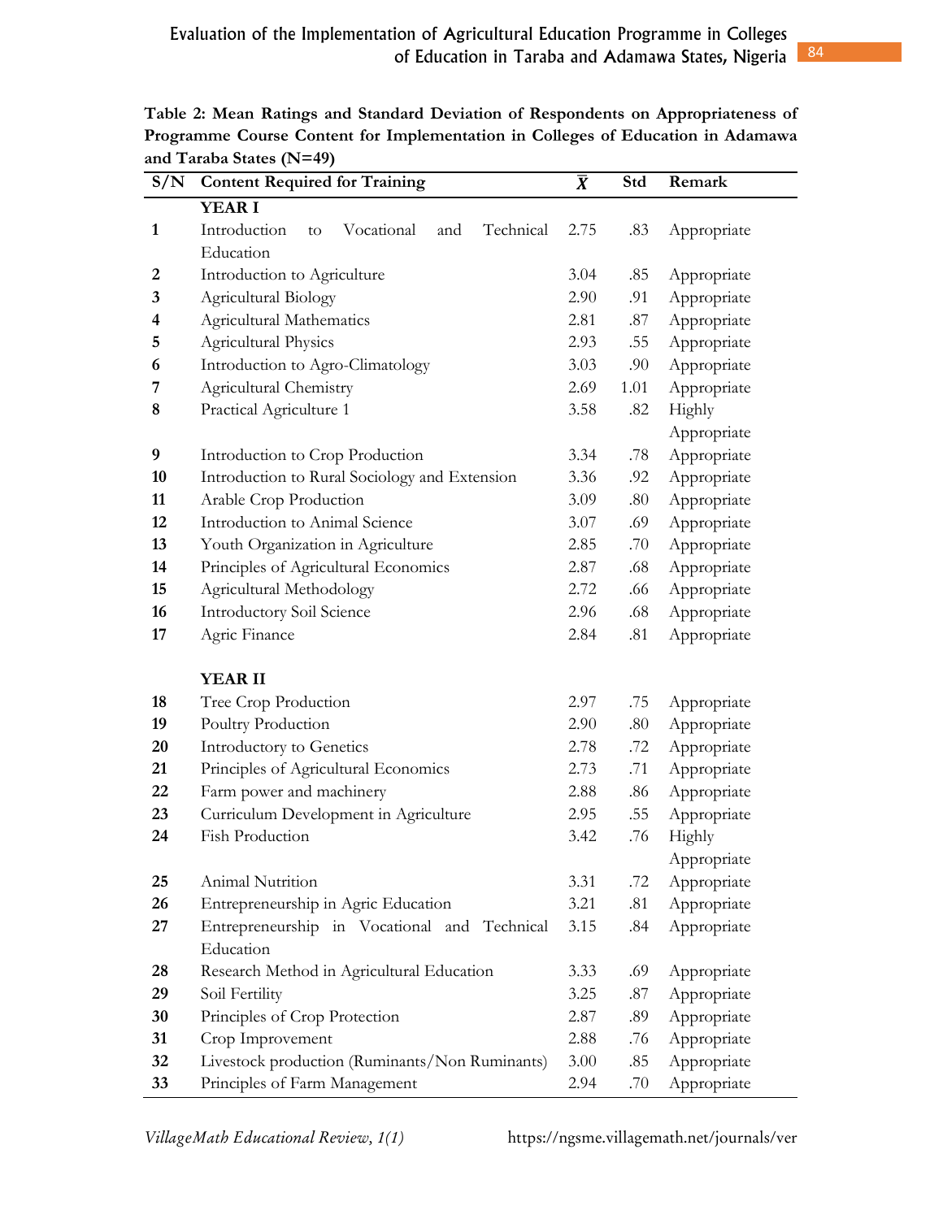**Table 2: Mean Ratings and Standard Deviation of Respondents on Appropriateness of Programme Course Content for Implementation in Colleges of Education in Adamawa and Taraba States (N=49)**

| S/N | Content Required for Training | $\bar{X}$ | Std | Remark |
|---|---|---|---|---|
| | **YEAR I** | | | |
| 1 | Introduction to Vocational and Technical Education | 2.75 | .83 | Appropriate |
| 2 | Introduction to Agriculture | 3.04 | .85 | Appropriate |
| 3 | Agricultural Biology | 2.90 | .91 | Appropriate |
| 4 | Agricultural Mathematics | 2.81 | .87 | Appropriate |
| 5 | Agricultural Physics | 2.93 | .55 | Appropriate |
| 6 | Introduction to Agro-Climatology | 3.03 | .90 | Appropriate |
| 7 | Agricultural Chemistry | 2.69 | 1.01 | Appropriate |
| 8 | Practical Agriculture 1 | 3.58 | .82 | Highly Appropriate |
| 9 | Introduction to Crop Production | 3.34 | .78 | Appropriate |
| 10 | Introduction to Rural Sociology and Extension | 3.36 | .92 | Appropriate |
| 11 | Arable Crop Production | 3.09 | .80 | Appropriate |
| 12 | Introduction to Animal Science | 3.07 | .69 | Appropriate |
| 13 | Youth Organization in Agriculture | 2.85 | .70 | Appropriate |
| 14 | Principles of Agricultural Economics | 2.87 | .68 | Appropriate |
| 15 | Agricultural Methodology | 2.72 | .66 | Appropriate |
| 16 | Introductory Soil Science | 2.96 | .68 | Appropriate |
| 17 | Agric Finance | 2.84 | .81 | Appropriate |
| | **YEAR II** | | | |
| 18 | Tree Crop Production | 2.97 | .75 | Appropriate |
| 19 | Poultry Production | 2.90 | .80 | Appropriate |
| 20 | Introductory to Genetics | 2.78 | .72 | Appropriate |
| 21 | Principles of Agricultural Economics | 2.73 | .71 | Appropriate |
| 22 | Farm power and machinery | 2.88 | .86 | Appropriate |
| 23 | Curriculum Development in Agriculture | 2.95 | .55 | Appropriate |
| 24 | Fish Production | 3.42 | .76 | Highly Appropriate |
| 25 | Animal Nutrition | 3.31 | .72 | Appropriate |
| 26 | Entrepreneurship in Agric Education | 3.21 | .81 | Appropriate |
| 27 | Entrepreneurship in Vocational and Technical Education | 3.15 | .84 | Appropriate |
| 28 | Research Method in Agricultural Education | 3.33 | .69 | Appropriate |
| 29 | Soil Fertility | 3.25 | .87 | Appropriate |
| 30 | Principles of Crop Protection | 2.87 | .89 | Appropriate |
| 31 | Crop Improvement | 2.88 | .76 | Appropriate |
| 32 | Livestock production (Ruminants/Non Ruminants) | 3.00 | .85 | Appropriate |
| 33 | Principles of Farm Management | 2.94 | .70 | Appropriate |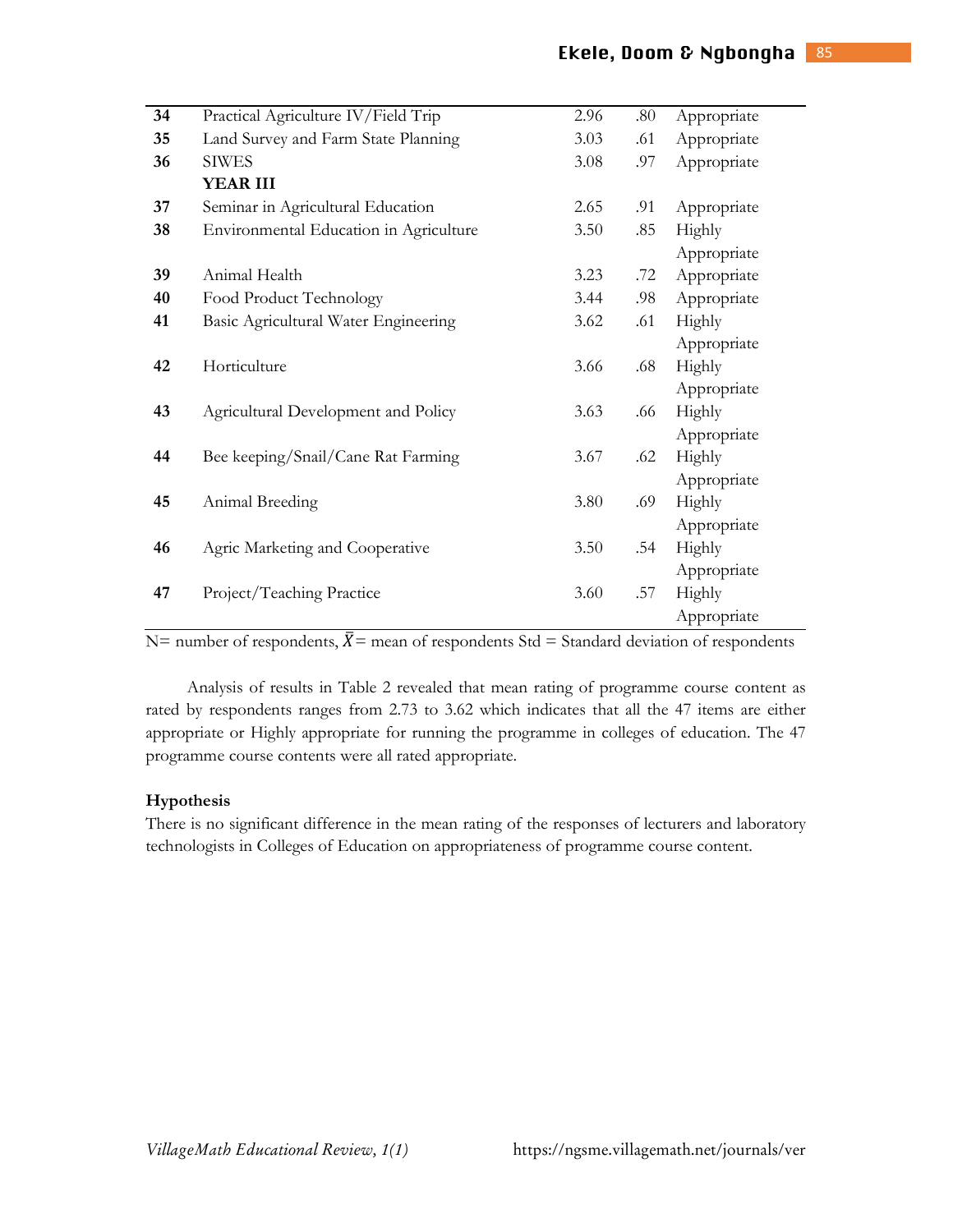| | | | | |
|---|---|---|---|---|
| **34** | Practical Agriculture IV/Field Trip | 2.96 | .80 | Appropriate |
| **35** | Land Survey and Farm State Planning | 3.03 | .61 | Appropriate |
| **36** | SIWES | 3.08 | .97 | Appropriate |
| | **YEAR III** | | | |
| **37** | Seminar in Agricultural Education | 2.65 | .91 | Appropriate |
| **38** | Environmental Education in Agriculture | 3.50 | .85 | Highly Appropriate |
| **39** | Animal Health | 3.23 | .72 | Appropriate |
| **40** | Food Product Technology | 3.44 | .98 | Appropriate |
| **41** | Basic Agricultural Water Engineering | 3.62 | .61 | Highly Appropriate |
| **42** | Horticulture | 3.66 | .68 | Highly Appropriate |
| **43** | Agricultural Development and Policy | 3.63 | .66 | Highly Appropriate |
| **44** | Bee keeping/Snail/Cane Rat Farming | 3.67 | .62 | Highly Appropriate |
| **45** | Animal Breeding | 3.80 | .69 | Highly Appropriate |
| **46** | Agric Marketing and Cooperative | 3.50 | .54 | Highly Appropriate |
| **47** | Project/Teaching Practice | 3.60 | .57 | Highly Appropriate |

N= number of respondents, $\bar{X}$= mean of respondents Std = Standard deviation of respondents

Analysis of results in Table 2 revealed that mean rating of programme course content as rated by respondents ranges from 2.73 to 3.62 which indicates that all the 47 items are either appropriate or Highly appropriate for running the programme in colleges of education. The 47 programme course contents were all rated appropriate.

**Hypothesis**

There is no significant difference in the mean rating of the responses of lecturers and laboratory technologists in Colleges of Education on appropriateness of programme course content.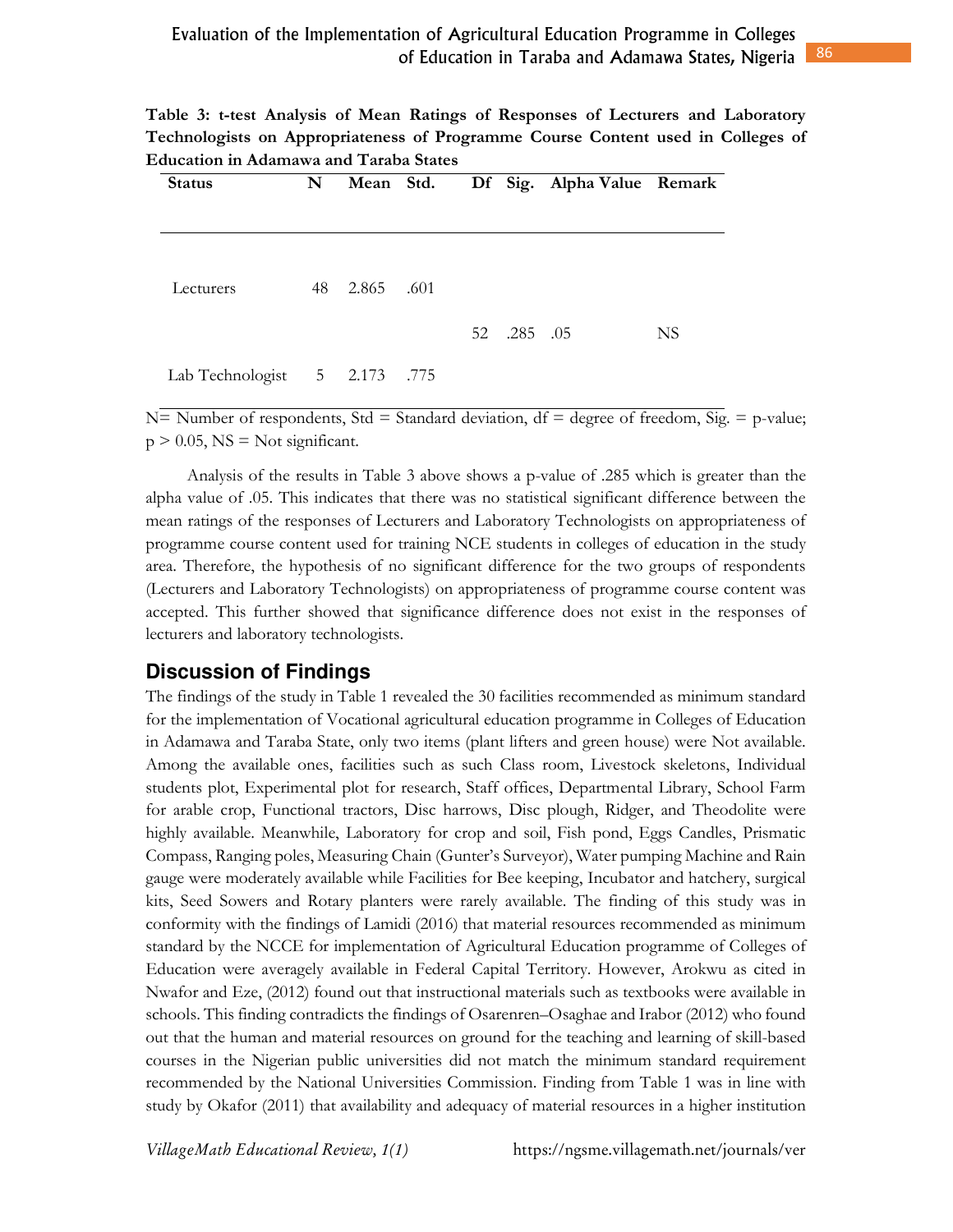**Table 3: t-test Analysis of Mean Ratings of Responses of Lecturers and Laboratory Technologists on Appropriateness of Programme Course Content used in Colleges of Education in Adamawa and Taraba States**

| Status | N | Mean | Std. | Df | Sig. | Alpha Value | Remark |
|---|---|---|---|---|---|---|---|
| Lecturers | 48 | 2.865 | .601 | | | | |
| | | | | 52 | .285 | .05 | NS |
| Lab Technologist | 5 | 2.173 | .775 | | | | |

N= Number of respondents, Std = Standard deviation, df = degree of freedom, Sig. = p-value; $p > 0.05$, NS = Not significant.

Analysis of the results in Table 3 above shows a p-value of .285 which is greater than the alpha value of .05. This indicates that there was no statistical significant difference between the mean ratings of the responses of Lecturers and Laboratory Technologists on appropriateness of programme course content used for training NCE students in colleges of education in the study area. Therefore, the hypothesis of no significant difference for the two groups of respondents (Lecturers and Laboratory Technologists) on appropriateness of programme course content was accepted. This further showed that significance difference does not exist in the responses of lecturers and laboratory technologists.

## Discussion of Findings

The findings of the study in Table 1 revealed the 30 facilities recommended as minimum standard for the implementation of Vocational agricultural education programme in Colleges of Education in Adamawa and Taraba State, only two items (plant lifters and green house) were Not available. Among the available ones, facilities such as such Class room, Livestock skeletons, Individual students plot, Experimental plot for research, Staff offices, Departmental Library, School Farm for arable crop, Functional tractors, Disc harrows, Disc plough, Ridger, and Theodolite were highly available. Meanwhile, Laboratory for crop and soil, Fish pond, Eggs Candles, Prismatic Compass, Ranging poles, Measuring Chain (Gunter's Surveyor), Water pumping Machine and Rain gauge were moderately available while Facilities for Bee keeping, Incubator and hatchery, surgical kits, Seed Sowers and Rotary planters were rarely available. The finding of this study was in conformity with the findings of Lamidi (2016) that material resources recommended as minimum standard by the NCCE for implementation of Agricultural Education programme of Colleges of Education were averagely available in Federal Capital Territory. However, Arokwu as cited in Nwafor and Eze, (2012) found out that instructional materials such as textbooks were available in schools. This finding contradicts the findings of Osarenren–Osaghae and Irabor (2012) who found out that the human and material resources on ground for the teaching and learning of skill-based courses in the Nigerian public universities did not match the minimum standard requirement recommended by the National Universities Commission. Finding from Table 1 was in line with study by Okafor (2011) that availability and adequacy of material resources in a higher institution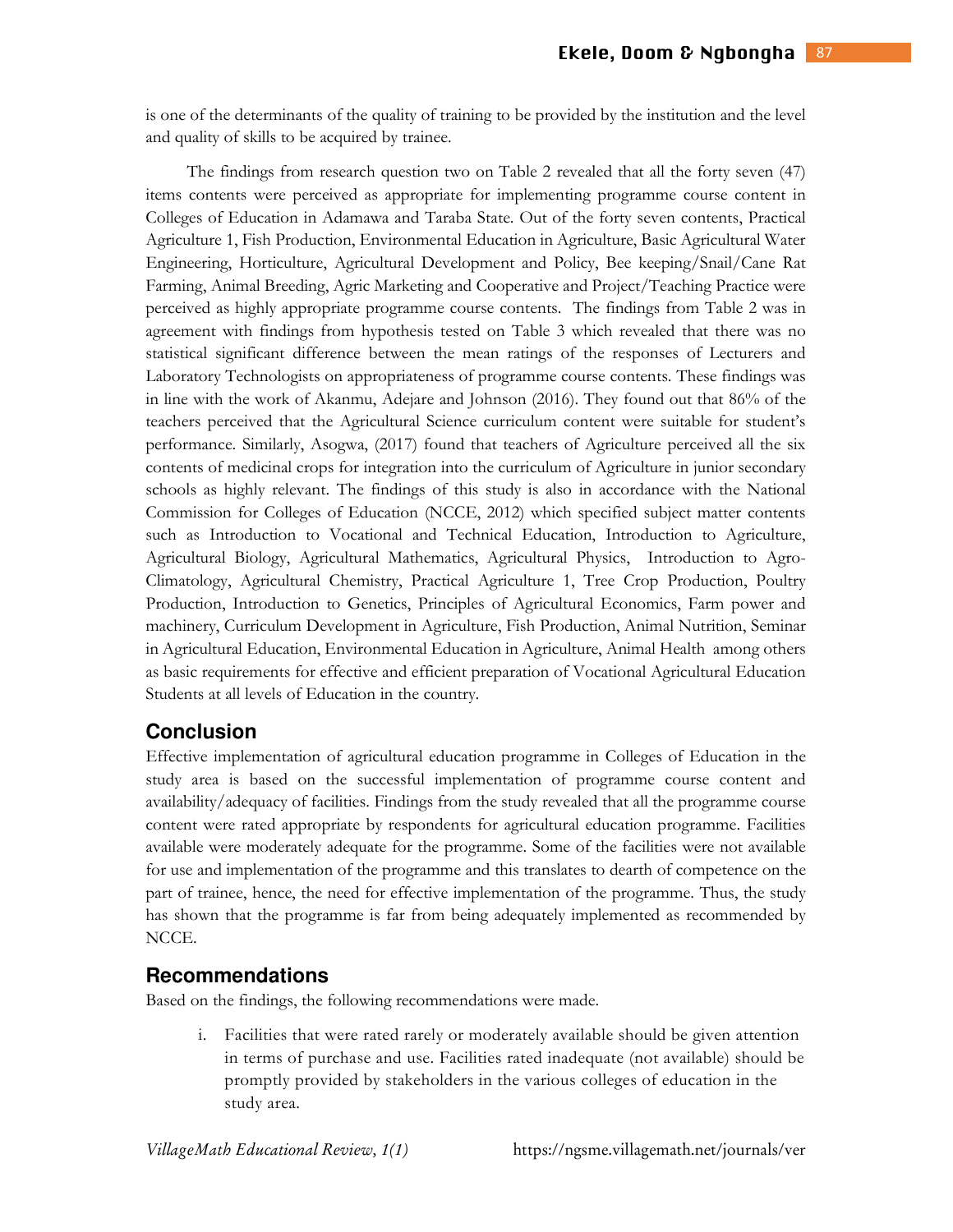is one of the determinants of the quality of training to be provided by the institution and the level and quality of skills to be acquired by trainee.

The findings from research question two on Table 2 revealed that all the forty seven (47) items contents were perceived as appropriate for implementing programme course content in Colleges of Education in Adamawa and Taraba State. Out of the forty seven contents, Practical Agriculture 1, Fish Production, Environmental Education in Agriculture, Basic Agricultural Water Engineering, Horticulture, Agricultural Development and Policy, Bee keeping/Snail/Cane Rat Farming, Animal Breeding, Agric Marketing and Cooperative and Project/Teaching Practice were perceived as highly appropriate programme course contents. The findings from Table 2 was in agreement with findings from hypothesis tested on Table 3 which revealed that there was no statistical significant difference between the mean ratings of the responses of Lecturers and Laboratory Technologists on appropriateness of programme course contents. These findings was in line with the work of Akanmu, Adejare and Johnson (2016). They found out that 86% of the teachers perceived that the Agricultural Science curriculum content were suitable for student's performance. Similarly, Asogwa, (2017) found that teachers of Agriculture perceived all the six contents of medicinal crops for integration into the curriculum of Agriculture in junior secondary schools as highly relevant. The findings of this study is also in accordance with the National Commission for Colleges of Education (NCCE, 2012) which specified subject matter contents such as Introduction to Vocational and Technical Education, Introduction to Agriculture, Agricultural Biology, Agricultural Mathematics, Agricultural Physics, Introduction to Agro-Climatology, Agricultural Chemistry, Practical Agriculture 1, Tree Crop Production, Poultry Production, Introduction to Genetics, Principles of Agricultural Economics, Farm power and machinery, Curriculum Development in Agriculture, Fish Production, Animal Nutrition, Seminar in Agricultural Education, Environmental Education in Agriculture, Animal Health among others as basic requirements for effective and efficient preparation of Vocational Agricultural Education Students at all levels of Education in the country.

## Conclusion

Effective implementation of agricultural education programme in Colleges of Education in the study area is based on the successful implementation of programme course content and availability/adequacy of facilities. Findings from the study revealed that all the programme course content were rated appropriate by respondents for agricultural education programme. Facilities available were moderately adequate for the programme. Some of the facilities were not available for use and implementation of the programme and this translates to dearth of competence on the part of trainee, hence, the need for effective implementation of the programme. Thus, the study has shown that the programme is far from being adequately implemented as recommended by NCCE.

## Recommendations

Based on the findings, the following recommendations were made.

i. Facilities that were rated rarely or moderately available should be given attention in terms of purchase and use. Facilities rated inadequate (not available) should be promptly provided by stakeholders in the various colleges of education in the study area.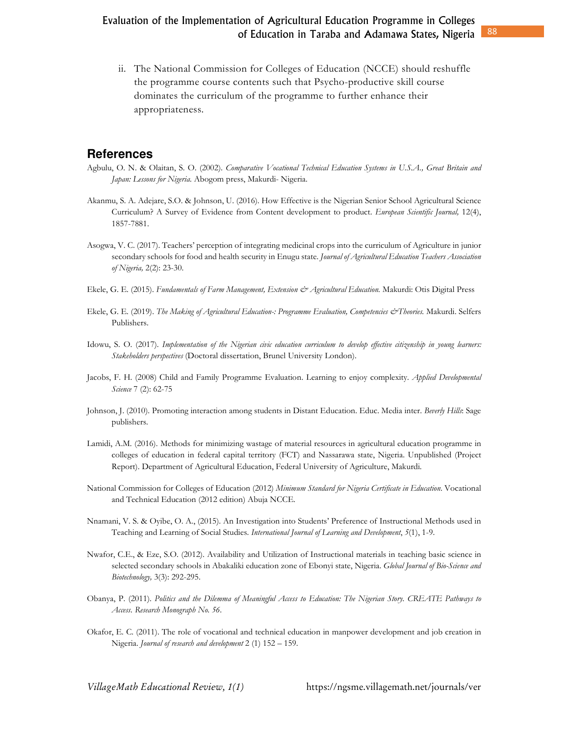ii. The National Commission for Colleges of Education (NCCE) should reshuffle the programme course contents such that Psycho-productive skill course dominates the curriculum of the programme to further enhance their appropriateness.

## References

Agbulu, O. N. & Olaitan, S. O. (2002). *Comparative Vocational Technical Education Systems in U.S.A., Great Britain and Japan: Lessons for Nigeria.* Abogom press, Makurdi- Nigeria.

Akanmu, S. A. Adejare, S.O. & Johnson, U. (2016). How Effective is the Nigerian Senior School Agricultural Science Curriculum? A Survey of Evidence from Content development to product. *European Scientific Journal,* 12(4), 1857-7881.

Asogwa, V. C. (2017). Teachers' perception of integrating medicinal crops into the curriculum of Agriculture in junior secondary schools for food and health security in Enugu state. *Journal of Agricultural Education Teachers Association of Nigeria,* 2(2): 23-30.

Ekele, G. E. (2015). *Fundamentals of Farm Management, Extension & Agricultural Education.* Makurdi: Otis Digital Press

Ekele, G. E. (2019). *The Making of Agricultural Education-: Programme Evaluation, Competencies &Theories.* Makurdi. Selfers Publishers.

Idowu, S. O. (2017). *Implementation of the Nigerian civic education curriculum to develop effective citizenship in young learners: Stakeholders perspectives* (Doctoral dissertation, Brunel University London).

Jacobs, F. H. (2008) Child and Family Programme Evaluation. Learning to enjoy complexity. *Applied Developmental Science* 7 (2): 62-75

Johnson, J. (2010). Promoting interaction among students in Distant Education. Educ. Media inter. *Beverly Hills*: Sage publishers.

Lamidi, A.M. (2016). Methods for minimizing wastage of material resources in agricultural education programme in colleges of education in federal capital territory (FCT) and Nassarawa state, Nigeria. Unpublished (Project Report). Department of Agricultural Education, Federal University of Agriculture, Makurdi.

National Commission for Colleges of Education (2012) *Minimum Standard for Nigeria Certificate in Education*. Vocational and Technical Education (2012 edition) Abuja NCCE.

Nnamani, V. S. & Oyibe, O. A., (2015). An Investigation into Students' Preference of Instructional Methods used in Teaching and Learning of Social Studies. *International Journal of Learning and Development*, *5*(1), 1-9.

Nwafor, C.E., & Eze, S.O. (2012). Availability and Utilization of Instructional materials in teaching basic science in selected secondary schools in Abakaliki education zone of Ebonyi state, Nigeria. *Global Journal of Bio-Science and Biotechnology,* 3(3): 292-295.

Obanya, P. (2011). *Politics and the Dilemma of Meaningful Access to Education: The Nigerian Story. CREATE Pathways to Access. Research Monograph No. 56*.

Okafor, E. C. (2011). The role of vocational and technical education in manpower development and job creation in Nigeria. *Journal of research and development* 2 (1) 152 – 159.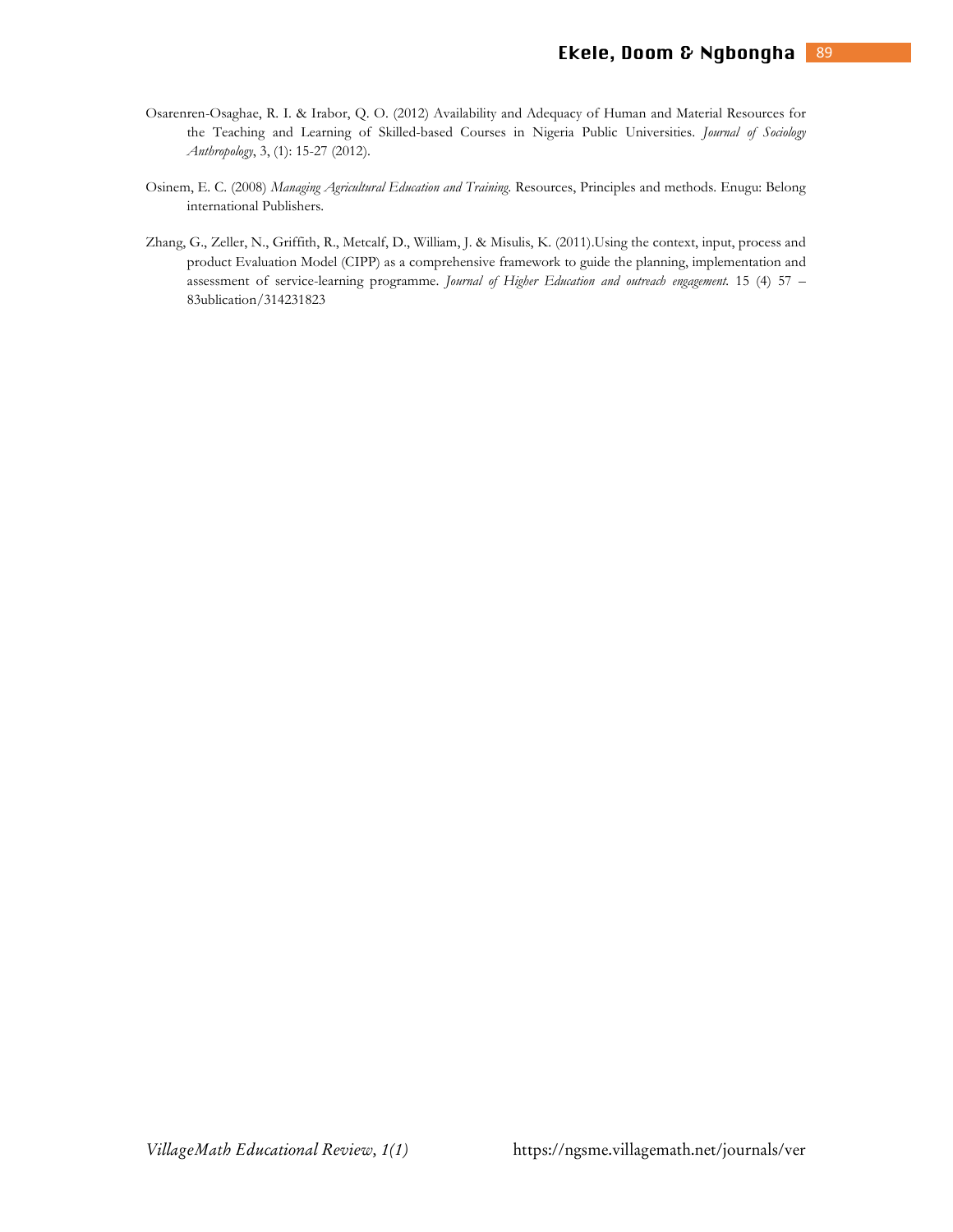Osarenren-Osaghae, R. I. & Irabor, Q. O. (2012) Availability and Adequacy of Human and Material Resources for the Teaching and Learning of Skilled-based Courses in Nigeria Public Universities. *Journal of Sociology Anthropology*, 3, (1): 15-27 (2012).

Osinem, E. C. (2008) *Managing Agricultural Education and Training.* Resources, Principles and methods. Enugu: Belong international Publishers.

Zhang, G., Zeller, N., Griffith, R., Metcalf, D., William, J. & Misulis, K. (2011).Using the context, input, process and product Evaluation Model (CIPP) as a comprehensive framework to guide the planning, implementation and assessment of service-learning programme. *Journal of Higher Education and outreach engagement.* 15 (4) 57 – 83ublication/314231823